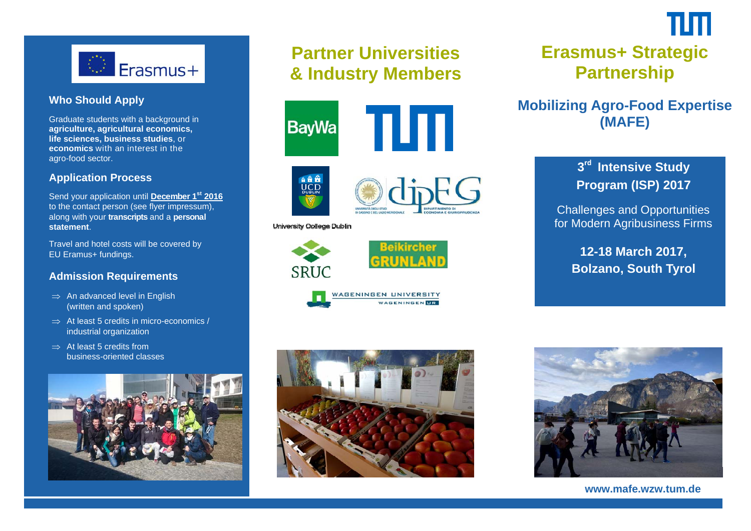# Erasmus+ Strategic Partnership

## Mobilizing Agro-Food Expertise (MAFE)

### 3rd Intensive Study Program (ISP) 2017

Challenges and Opportunities for Modern Agribusiness Firms

**12-18 March 2017, Bolzano, South Tyrol**

www.mafe.wzw.tum.de

## Who Should Apply

Graduate students with a background in **agriculture, agricultural economics, life sciences, business studies**, or **economics** with an interest in the agro-food sector.

## Application Process

Send your application until **December 1st 2016** to the contact person (see flyer impressum), along with your **transcripts** and a **personal statement**.

Travel and hotel costs will be covered by EU Eramus+ fundings.

## Admission Requirements

- ⇒ An advanced level in English (written and spoken)
- ⇒ At least 5 credits in micro-economics / industrial organization
- ⇒ At least 5 credits from business-oriented classes

## Partner Universities & Industry Members

- BayWa
- TUM
- UCD Dublin – University College Dublin
- dipEG – Università degli Studi di Cassino e del Lazio Meridionale, Dipartimento di Economia e Giurisprudenza
- SRUC
- Beikircher Grunland
- Wageningen University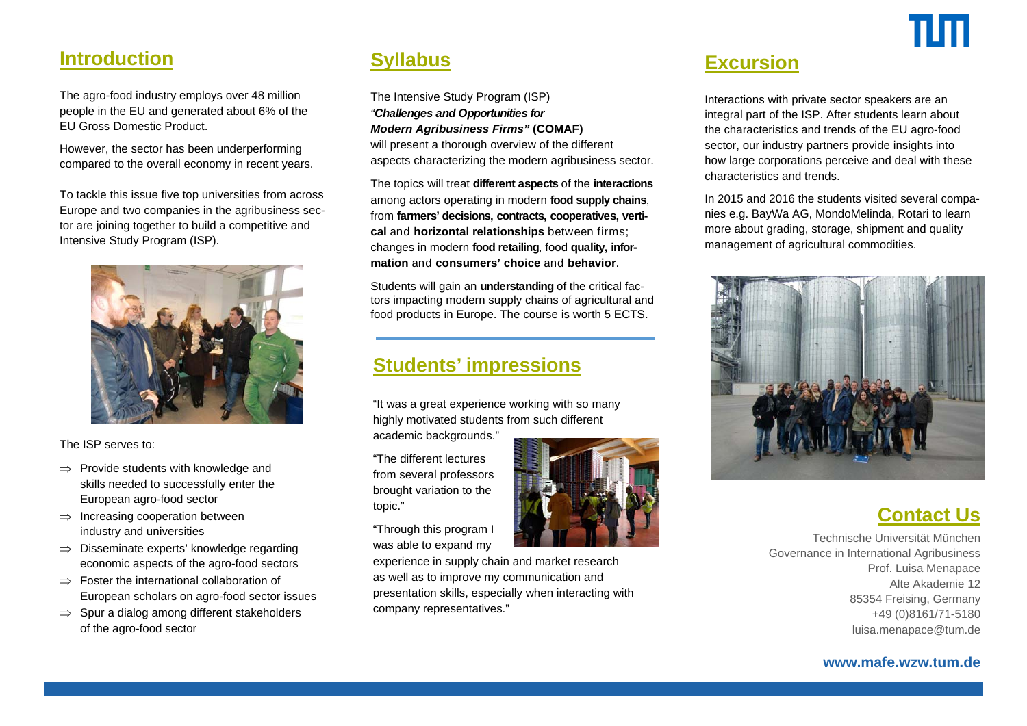## Introduction

The agro-food industry employs over 48 million people in the EU and generated about 6% of the EU Gross Domestic Product.

However, the sector has been underperforming compared to the overall economy in recent years.

To tackle this issue five top universities from across Europe and two companies in the agribusiness sector are joining together to build a competitive and Intensive Study Program (ISP).

The ISP serves to:

- ⇒ Provide students with knowledge and skills needed to successfully enter the European agro-food sector
- ⇒ Increasing cooperation between industry and universities
- ⇒ Disseminate experts' knowledge regarding economic aspects of the agro-food sectors
- ⇒ Foster the international collaboration of European scholars on agro-food sector issues
- ⇒ Spur a dialog among different stakeholders of the agro-food sector

## Syllabus

The Intensive Study Program (ISP) *"Challenges and Opportunities for Modern Agribusiness Firms"* **(COMAF)** will present a thorough overview of the different aspects characterizing the modern agribusiness sector.

The topics will treat **different aspects** of the **interactions** among actors operating in modern **food supply chains**, from **farmers' decisions, contracts, cooperatives, vertical** and **horizontal relationships** between firms; changes in modern **food retailing**, food **quality, information** and **consumers' choice** and **behavior**.

Students will gain an **understanding** of the critical factors impacting modern supply chains of agricultural and food products in Europe. The course is worth 5 ECTS.

## Students' impressions

"It was a great experience working with so many highly motivated students from such different academic backgrounds."

"The different lectures from several professors brought variation to the topic."

"Through this program I was able to expand my experience in supply chain and market research as well as to improve my communication and presentation skills, especially when interacting with company representatives."

## Excursion

Interactions with private sector speakers are an integral part of the ISP. After students learn about the characteristics and trends of the EU agro-food sector, our industry partners provide insights into how large corporations perceive and deal with these characteristics and trends.

In 2015 and 2016 the students visited several companies e.g. BayWa AG, MondoMelinda, Rotari to learn more about grading, storage, shipment and quality management of agricultural commodities.

## Contact Us

Technische Universität München
Governance in International Agribusiness
Prof. Luisa Menapace
Alte Akademie 12
85354 Freising, Germany
+49 (0)8161/71-5180
luisa.menapace@tum.de

**www.mafe.wzw.tum.de**